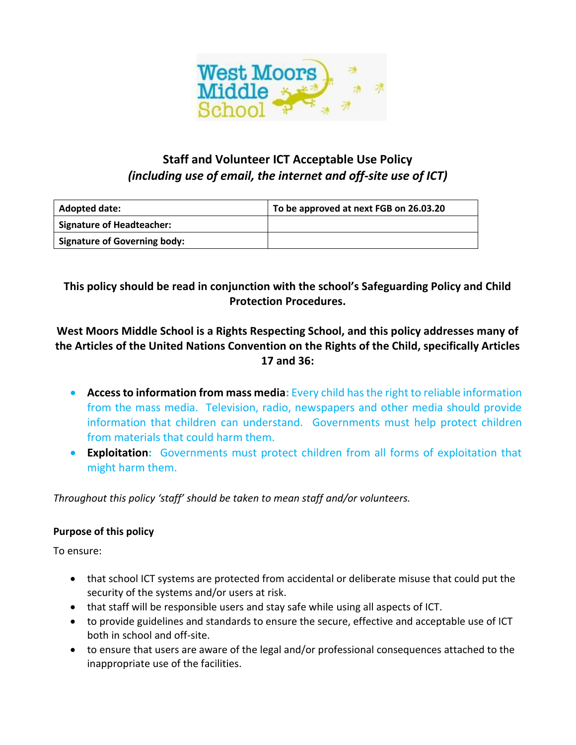# Staff and Volunteer ICT Acceptable Use Policy
*(including use of email, the internet and off-site use of ICT)*

| **Adopted date:** | **To be approved at next FGB on 26.03.20** |
| --- | --- |
| **Signature of Headteacher:** | |
| **Signature of Governing body:** | |

**This policy should be read in conjunction with the school's Safeguarding Policy and Child Protection Procedures.**

**West Moors Middle School is a Rights Respecting School, and this policy addresses many of the Articles of the United Nations Convention on the Rights of the Child, specifically Articles 17 and 36:**

- **Access to information from mass media:** Every child has the right to reliable information from the mass media. Television, radio, newspapers and other media should provide information that children can understand. Governments must help protect children from materials that could harm them.
- **Exploitation:** Governments must protect children from all forms of exploitation that might harm them.

*Throughout this policy 'staff' should be taken to mean staff and/or volunteers.*

**Purpose of this policy**

To ensure:

- that school ICT systems are protected from accidental or deliberate misuse that could put the security of the systems and/or users at risk.
- that staff will be responsible users and stay safe while using all aspects of ICT.
- to provide guidelines and standards to ensure the secure, effective and acceptable use of ICT both in school and off-site.
- to ensure that users are aware of the legal and/or professional consequences attached to the inappropriate use of the facilities.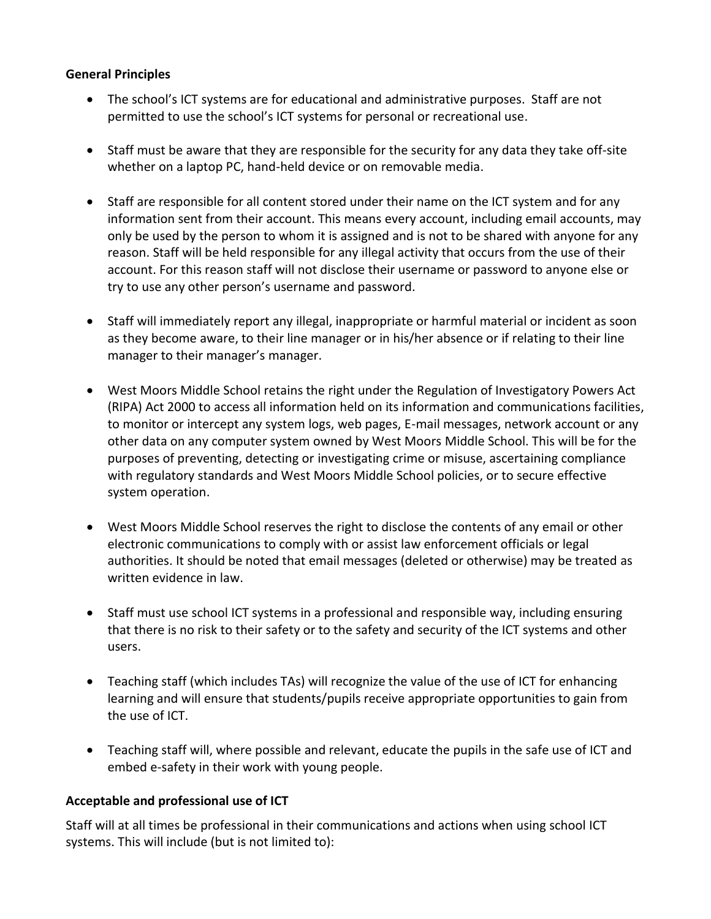**General Principles**

- The school's ICT systems are for educational and administrative purposes. Staff are not permitted to use the school's ICT systems for personal or recreational use.

- Staff must be aware that they are responsible for the security for any data they take off-site whether on a laptop PC, hand-held device or on removable media.

- Staff are responsible for all content stored under their name on the ICT system and for any information sent from their account. This means every account, including email accounts, may only be used by the person to whom it is assigned and is not to be shared with anyone for any reason. Staff will be held responsible for any illegal activity that occurs from the use of their account. For this reason staff will not disclose their username or password to anyone else or try to use any other person's username and password.

- Staff will immediately report any illegal, inappropriate or harmful material or incident as soon as they become aware, to their line manager or in his/her absence or if relating to their line manager to their manager's manager.

- West Moors Middle School retains the right under the Regulation of Investigatory Powers Act (RIPA) Act 2000 to access all information held on its information and communications facilities, to monitor or intercept any system logs, web pages, E-mail messages, network account or any other data on any computer system owned by West Moors Middle School. This will be for the purposes of preventing, detecting or investigating crime or misuse, ascertaining compliance with regulatory standards and West Moors Middle School policies, or to secure effective system operation.

- West Moors Middle School reserves the right to disclose the contents of any email or other electronic communications to comply with or assist law enforcement officials or legal authorities. It should be noted that email messages (deleted or otherwise) may be treated as written evidence in law.

- Staff must use school ICT systems in a professional and responsible way, including ensuring that there is no risk to their safety or to the safety and security of the ICT systems and other users.

- Teaching staff (which includes TAs) will recognize the value of the use of ICT for enhancing learning and will ensure that students/pupils receive appropriate opportunities to gain from the use of ICT.

- Teaching staff will, where possible and relevant, educate the pupils in the safe use of ICT and embed e-safety in their work with young people.

**Acceptable and professional use of ICT**

Staff will at all times be professional in their communications and actions when using school ICT systems. This will include (but is not limited to):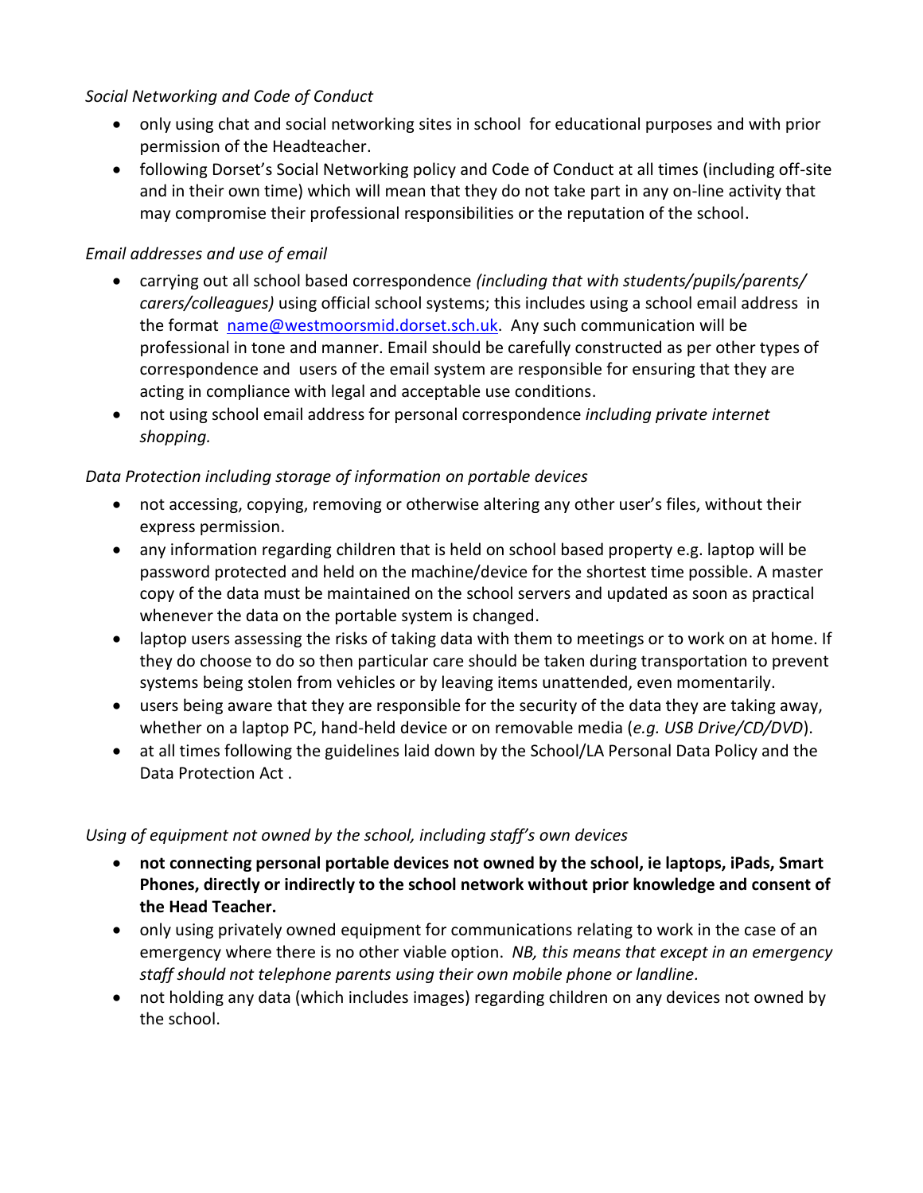*Social Networking and Code of Conduct*

- only using chat and social networking sites in school for educational purposes and with prior permission of the Headteacher.
- following Dorset's Social Networking policy and Code of Conduct at all times (including off-site and in their own time) which will mean that they do not take part in any on-line activity that may compromise their professional responsibilities or the reputation of the school.

*Email addresses and use of email*

- carrying out all school based correspondence *(including that with students/pupils/parents/ carers/colleagues)* using official school systems; this includes using a school email address in the format name@westmoorsmid.dorset.sch.uk. Any such communication will be professional in tone and manner. Email should be carefully constructed as per other types of correspondence and users of the email system are responsible for ensuring that they are acting in compliance with legal and acceptable use conditions.
- not using school email address for personal correspondence *including private internet shopping.*

*Data Protection including storage of information on portable devices*

- not accessing, copying, removing or otherwise altering any other user's files, without their express permission.
- any information regarding children that is held on school based property e.g. laptop will be password protected and held on the machine/device for the shortest time possible. A master copy of the data must be maintained on the school servers and updated as soon as practical whenever the data on the portable system is changed.
- laptop users assessing the risks of taking data with them to meetings or to work on at home. If they do choose to do so then particular care should be taken during transportation to prevent systems being stolen from vehicles or by leaving items unattended, even momentarily.
- users being aware that they are responsible for the security of the data they are taking away, whether on a laptop PC, hand-held device or on removable media (*e.g. USB Drive/CD/DVD*).
- at all times following the guidelines laid down by the School/LA Personal Data Policy and the Data Protection Act .

*Using of equipment not owned by the school, including staff's own devices*

- **not connecting personal portable devices not owned by the school, ie laptops, iPads, Smart Phones, directly or indirectly to the school network without prior knowledge and consent of the Head Teacher.**
- only using privately owned equipment for communications relating to work in the case of an emergency where there is no other viable option. *NB, this means that except in an emergency staff should not telephone parents using their own mobile phone or landline.*
- not holding any data (which includes images) regarding children on any devices not owned by the school.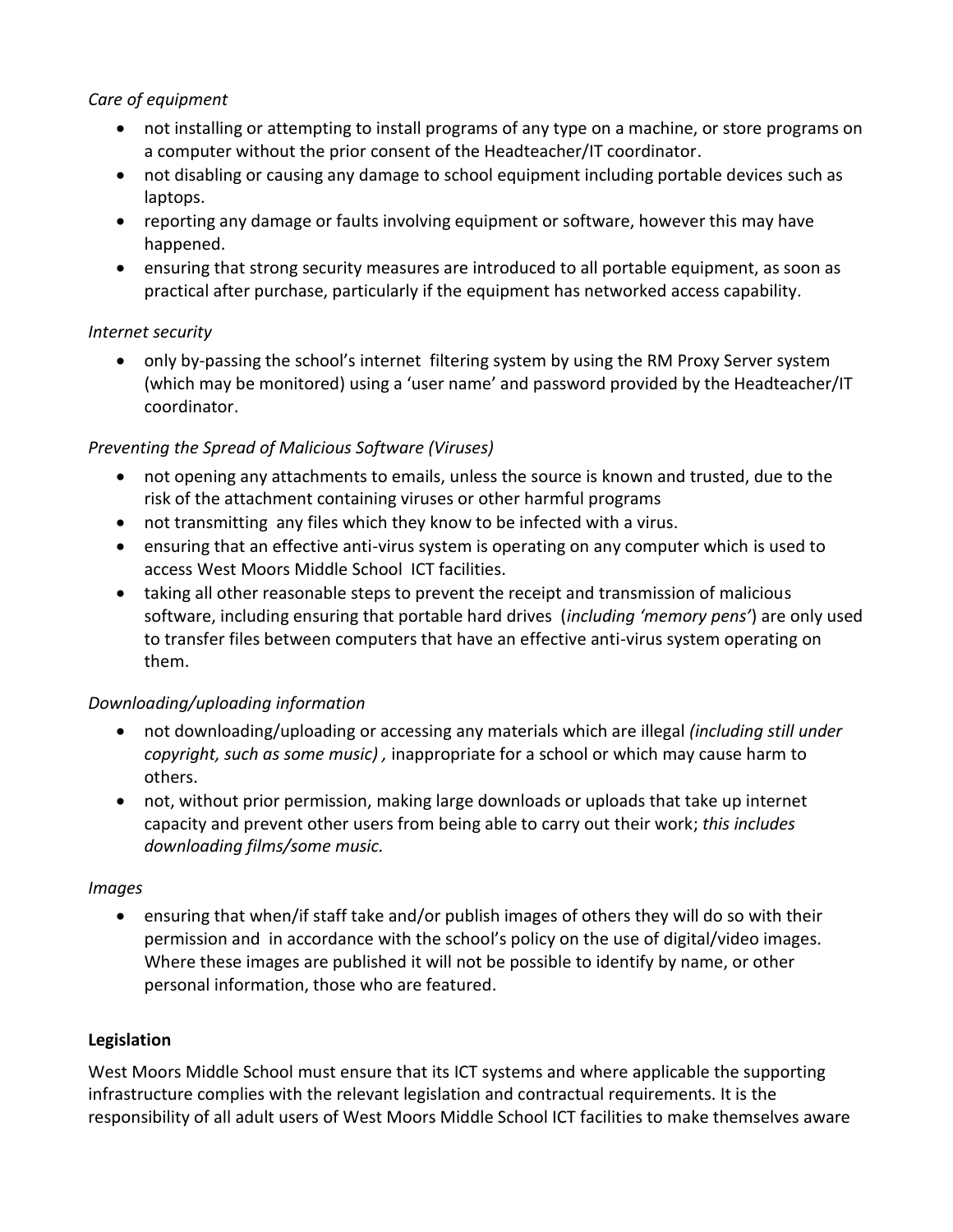*Care of equipment*

- not installing or attempting to install programs of any type on a machine, or store programs on a computer without the prior consent of the Headteacher/IT coordinator.
- not disabling or causing any damage to school equipment including portable devices such as laptops.
- reporting any damage or faults involving equipment or software, however this may have happened.
- ensuring that strong security measures are introduced to all portable equipment, as soon as practical after purchase, particularly if the equipment has networked access capability.

*Internet security*

- only by-passing the school's internet filtering system by using the RM Proxy Server system (which may be monitored) using a 'user name' and password provided by the Headteacher/IT coordinator.

*Preventing the Spread of Malicious Software (Viruses)*

- not opening any attachments to emails, unless the source is known and trusted, due to the risk of the attachment containing viruses or other harmful programs
- not transmitting any files which they know to be infected with a virus.
- ensuring that an effective anti-virus system is operating on any computer which is used to access West Moors Middle School ICT facilities.
- taking all other reasonable steps to prevent the receipt and transmission of malicious software, including ensuring that portable hard drives (*including 'memory pens'*) are only used to transfer files between computers that have an effective anti-virus system operating on them.

*Downloading/uploading information*

- not downloading/uploading or accessing any materials which are illegal *(including still under copyright, such as some music) ,* inappropriate for a school or which may cause harm to others.
- not, without prior permission, making large downloads or uploads that take up internet capacity and prevent other users from being able to carry out their work; *this includes downloading films/some music.*

*Images*

- ensuring that when/if staff take and/or publish images of others they will do so with their permission and in accordance with the school's policy on the use of digital/video images. Where these images are published it will not be possible to identify by name, or other personal information, those who are featured.

**Legislation**

West Moors Middle School must ensure that its ICT systems and where applicable the supporting infrastructure complies with the relevant legislation and contractual requirements. It is the responsibility of all adult users of West Moors Middle School ICT facilities to make themselves aware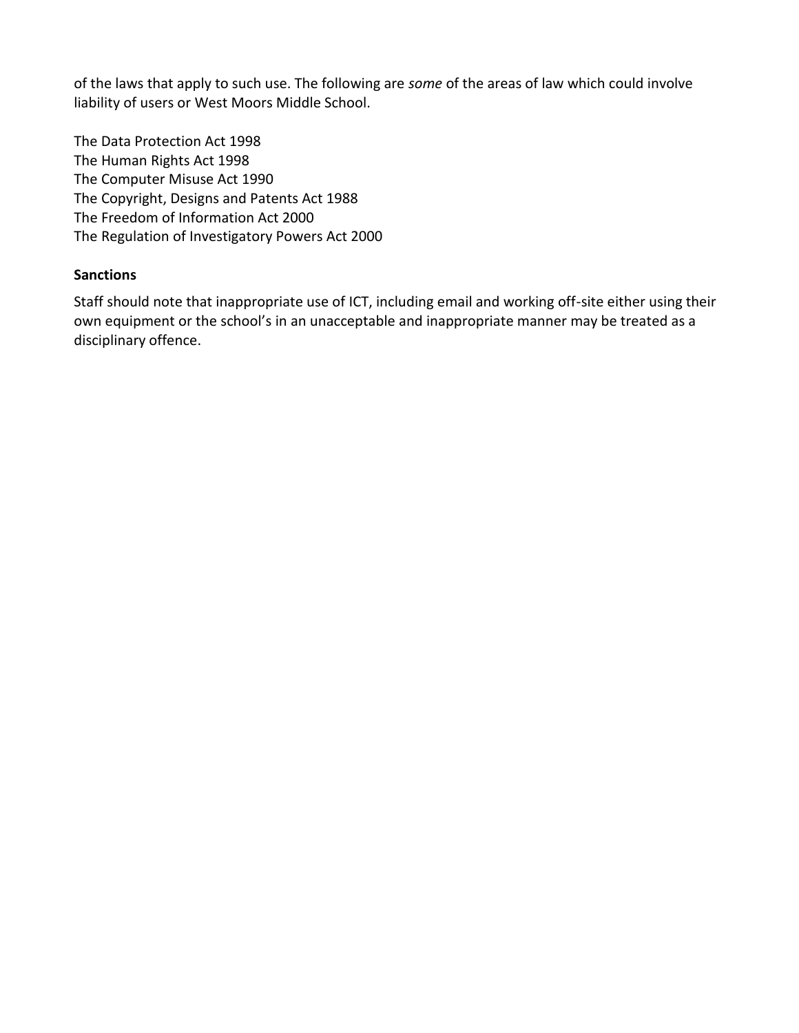of the laws that apply to such use. The following are *some* of the areas of law which could involve liability of users or West Moors Middle School.

The Data Protection Act 1998
The Human Rights Act 1998
The Computer Misuse Act 1990
The Copyright, Designs and Patents Act 1988
The Freedom of Information Act 2000
The Regulation of Investigatory Powers Act 2000

**Sanctions**

Staff should note that inappropriate use of ICT, including email and working off-site either using their own equipment or the school's in an unacceptable and inappropriate manner may be treated as a disciplinary offence.